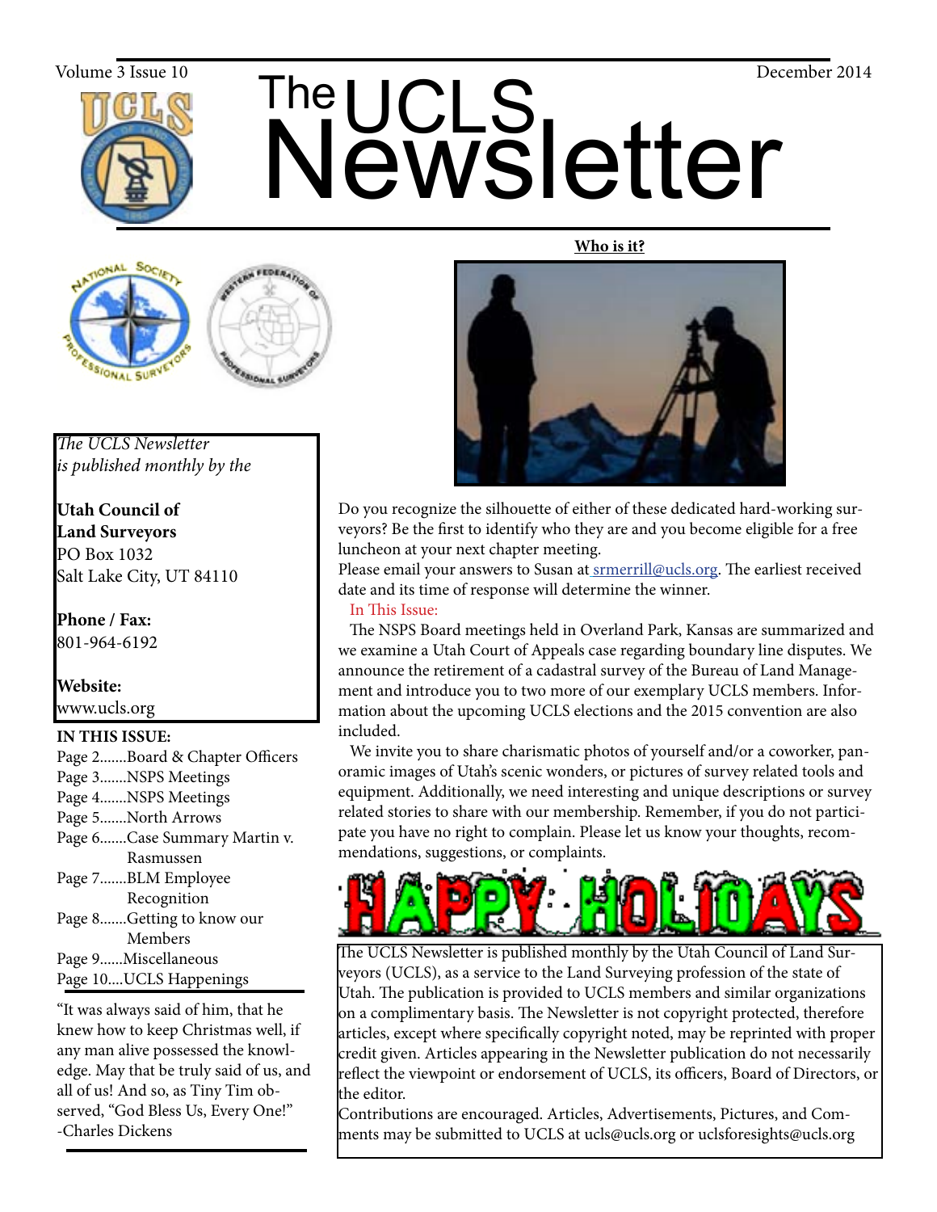Volume 3 Issue 10 December 2014

# The UCLS Newsletter

*The UCLS Newsletter is published monthly by the*

**Utah Council of Land Surveyors**
PO Box 1032
Salt Lake City, UT 84110

**Phone / Fax:**
801-964-6192

**Website:**
www.ucls.org

**IN THIS ISSUE:**

- Page 2.......Board & Chapter Officers
- Page 3.......NSPS Meetings
- Page 4.......NSPS Meetings
- Page 5.......North Arrows
- Page 6.......Case Summary Martin v. Rasmussen
- Page 7.......BLM Employee Recognition
- Page 8.......Getting to know our Members
- Page 9......Miscellaneous
- Page 10....UCLS Happenings

"It was always said of him, that he knew how to keep Christmas well, if any man alive possessed the knowledge. May that be truly said of us, and all of us! And so, as Tiny Tim observed, "God Bless Us, Every One!"
-Charles Dickens

## Who is it?

Do you recognize the silhouette of either of these dedicated hard-working surveyors? Be the first to identify who they are and you become eligible for a free luncheon at your next chapter meeting.
Please email your answers to Susan at srmerrill@ucls.org. The earliest received date and its time of response will determine the winner.

In This Issue:

The NSPS Board meetings held in Overland Park, Kansas are summarized and we examine a Utah Court of Appeals case regarding boundary line disputes. We announce the retirement of a cadastral survey of the Bureau of Land Management and introduce you to two more of our exemplary UCLS members. Information about the upcoming UCLS elections and the 2015 convention are also included.

We invite you to share charismatic photos of yourself and/or a coworker, panoramic images of Utah's scenic wonders, or pictures of survey related tools and equipment. Additionally, we need interesting and unique descriptions or survey related stories to share with our membership. Remember, if you do not participate you have no right to complain. Please let us know your thoughts, recommendations, suggestions, or complaints.

HAPPY HOLIDAYS

The UCLS Newsletter is published monthly by the Utah Council of Land Surveyors (UCLS), as a service to the Land Surveying profession of the state of Utah. The publication is provided to UCLS members and similar organizations on a complimentary basis. The Newsletter is not copyright protected, therefore articles, except where specifically copyright noted, may be reprinted with proper credit given. Articles appearing in the Newsletter publication do not necessarily reflect the viewpoint or endorsement of UCLS, its officers, Board of Directors, or the editor.
Contributions are encouraged. Articles, Advertisements, Pictures, and Comments may be submitted to UCLS at ucls@ucls.org or uclsforesights@ucls.org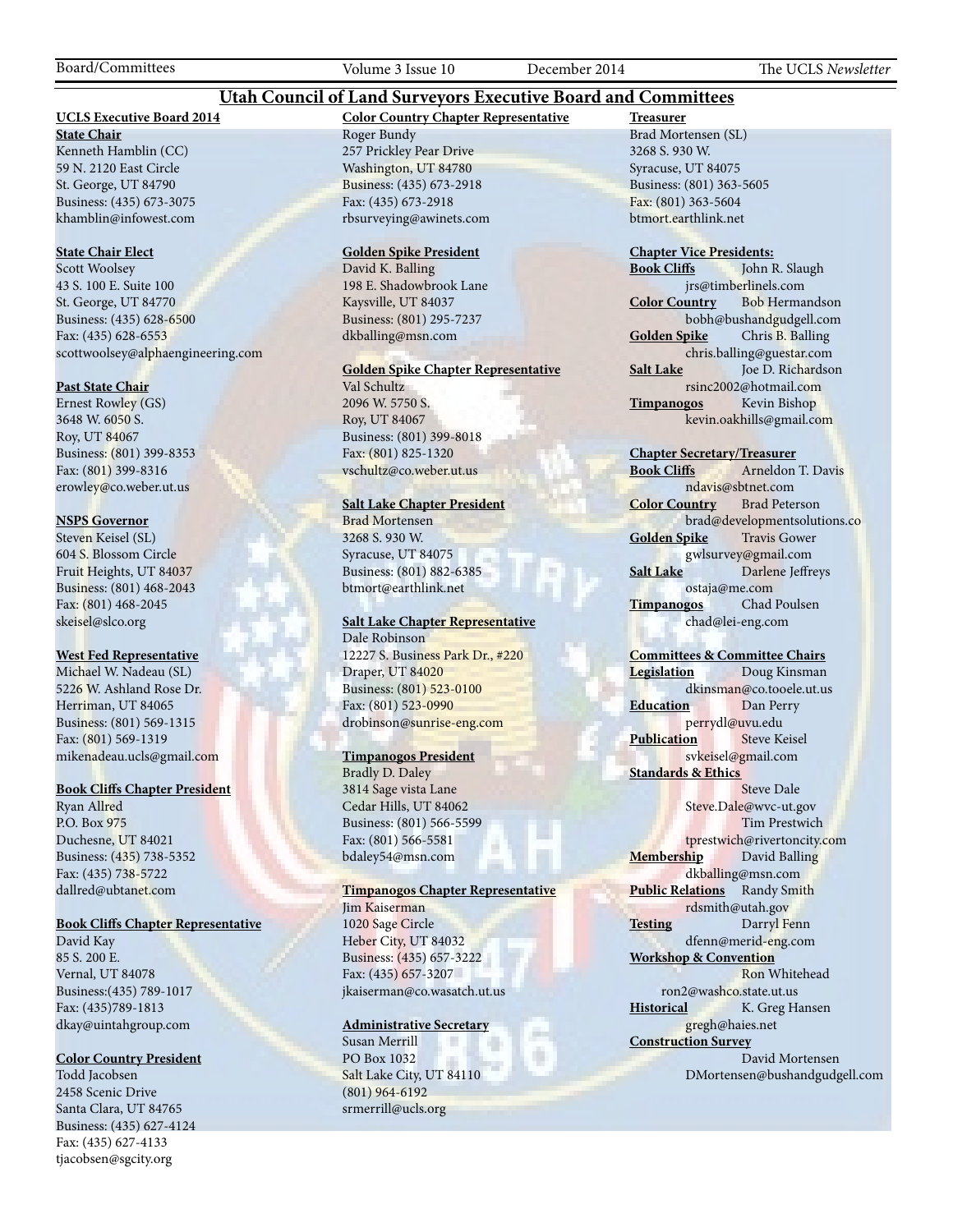# Utah Council of Land Surveyors Executive Board and Committees

**UCLS Executive Board 2014**

**State Chair**
Kenneth Hamblin (CC)
59 N. 2120 East Circle
St. George, UT 84790
Business: (435) 673-3075
khamblin@infowest.com

**State Chair Elect**
Scott Woolsey
43 S. 100 E. Suite 100
St. George, UT 84770
Business: (435) 628-6500
Fax: (435) 628-6553
scottwoolsey@alphaengineering.com

**Past State Chair**
Ernest Rowley (GS)
3648 W. 6050 S.
Roy, UT 84067
Business: (801) 399-8353
Fax: (801) 399-8316
erowley@co.weber.ut.us

**NSPS Governor**
Steven Keisel (SL)
604 S. Blossom Circle
Fruit Heights, UT 84037
Business: (801) 468-2043
Fax: (801) 468-2045
skeisel@slco.org

**West Fed Representative**
Michael W. Nadeau (SL)
5226 W. Ashland Rose Dr.
Herriman, UT 84065
Business: (801) 569-1315
Fax: (801) 569-1319
mikenadeau.ucls@gmail.com

**Book Cliffs Chapter President**
Ryan Allred
P.O. Box 975
Duchesne, UT 84021
Business: (435) 738-5352
Fax: (435) 738-5722
dallred@ubtanet.com

**Book Cliffs Chapter Representative**
David Kay
85 S. 200 E.
Vernal, UT 84078
Business:(435) 789-1017
Fax: (435)789-1813
dkay@uintahgroup.com

**Color Country President**
Todd Jacobsen
2458 Scenic Drive
Santa Clara, UT 84765
Business: (435) 627-4124
Fax: (435) 627-4133
tjacobsen@sgcity.org

**Color Country Chapter Representative**
Roger Bundy
257 Prickley Pear Drive
Washington, UT 84780
Business: (435) 673-2918
Fax: (435) 673-2918
rbsurveying@awinets.com

**Golden Spike President**
David K. Balling
198 E. Shadowbrook Lane
Kaysville, UT 84037
Business: (801) 295-7237
dkballing@msn.com

**Golden Spike Chapter Representative**
Val Schultz
2096 W. 5750 S.
Roy, UT 84067
Business: (801) 399-8018
Fax: (801) 825-1320
vschultz@co.weber.ut.us

**Salt Lake Chapter President**
Brad Mortensen
3268 S. 930 W.
Syracuse, UT 84075
Business: (801) 882-6385
btmort@earthlink.net

**Salt Lake Chapter Representative**
Dale Robinson
12227 S. Business Park Dr., #220
Draper, UT 84020
Business: (801) 523-0100
Fax: (801) 523-0990
drobinson@sunrise-eng.com

**Timpanogos President**
Bradly D. Daley
3814 Sage vista Lane
Cedar Hills, UT 84062
Business: (801) 566-5599
Fax: (801) 566-5581
bdaley54@msn.com

**Timpanogos Chapter Representative**
Jim Kaiserman
1020 Sage Circle
Heber City, UT 84032
Business: (435) 657-3222
Fax: (435) 657-3207
jkaiserman@co.wasatch.ut.us

**Administrative Secretary**
Susan Merrill
PO Box 1032
Salt Lake City, UT 84110
(801) 964-6192
srmerrill@ucls.org

**Treasurer**
Brad Mortensen (SL)
3268 S. 930 W.
Syracuse, UT 84075
Business: (801) 363-5605
Fax: (801) 363-5604
btmort.earthlink.net

**Chapter Vice Presidents:**
**Book Cliffs** John R. Slaugh
jrs@timberlinels.com
**Color Country** Bob Hermandson
bobh@bushandgudgell.com
**Golden Spike** Chris B. Balling
chris.balling@guestar.com
**Salt Lake** Joe D. Richardson
rsinc2002@hotmail.com
**Timpanogos** Kevin Bishop
kevin.oakhills@gmail.com

**Chapter Secretary/Treasurer**
**Book Cliffs** Arneldon T. Davis
ndavis@sbtnet.com
**Color Country** Brad Peterson
brad@developmentsolutions.co
**Golden Spike** Travis Gower
gwlsurvey@gmail.com
**Salt Lake** Darlene Jeffreys
ostaja@me.com
**Timpanogos** Chad Poulsen
chad@lei-eng.com

**Committees & Committee Chairs**
**Legislation** Doug Kinsman
dkinsman@co.tooele.ut.us
**Education** Dan Perry
perrydl@uvu.edu
**Publication** Steve Keisel
svkeisel@gmail.com
**Standards & Ethics**
Steve Dale
Steve.Dale@wvc-ut.gov
Tim Prestwich
tprestwich@rivertoncity.com
**Membership** David Balling
dkballing@msn.com
**Public Relations** Randy Smith
rdsmith@utah.gov
**Testing** Darryl Fenn
dfenn@merid-eng.com
**Workshop & Convention**
Ron Whitehead
ron2@washco.state.ut.us
**Historical** K. Greg Hansen
gregh@haies.net
**Construction Survey**
David Mortensen
DMortensen@bushandgudgell.com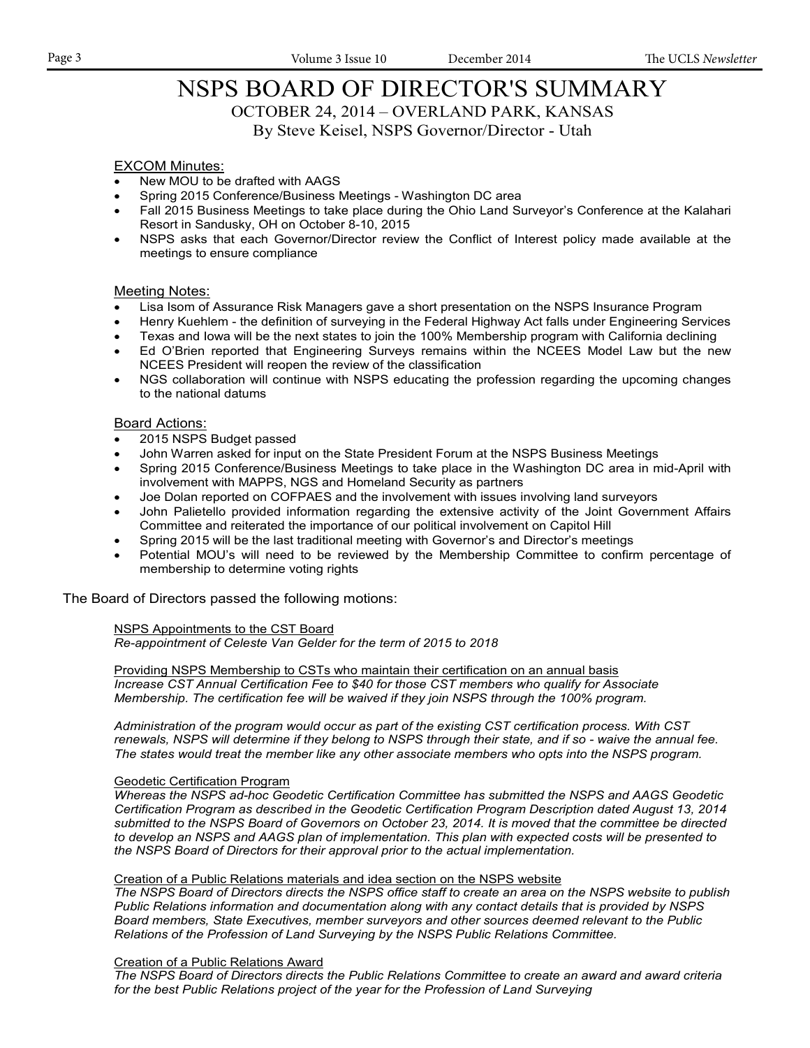# NSPS BOARD OF DIRECTOR'S SUMMARY

OCTOBER 24, 2014 – OVERLAND PARK, KANSAS

By Steve Keisel, NSPS Governor/Director - Utah

## EXCOM Minutes:

- New MOU to be drafted with AAGS
- Spring 2015 Conference/Business Meetings - Washington DC area
- Fall 2015 Business Meetings to take place during the Ohio Land Surveyor's Conference at the Kalahari Resort in Sandusky, OH on October 8-10, 2015
- NSPS asks that each Governor/Director review the Conflict of Interest policy made available at the meetings to ensure compliance

## Meeting Notes:

- Lisa Isom of Assurance Risk Managers gave a short presentation on the NSPS Insurance Program
- Henry Kuehlem - the definition of surveying in the Federal Highway Act falls under Engineering Services
- Texas and Iowa will be the next states to join the 100% Membership program with California declining
- Ed O'Brien reported that Engineering Surveys remains within the NCEES Model Law but the new NCEES President will reopen the review of the classification
- NGS collaboration will continue with NSPS educating the profession regarding the upcoming changes to the national datums

## Board Actions:

- 2015 NSPS Budget passed
- John Warren asked for input on the State President Forum at the NSPS Business Meetings
- Spring 2015 Conference/Business Meetings to take place in the Washington DC area in mid-April with involvement with MAPPS, NGS and Homeland Security as partners
- Joe Dolan reported on COFPAES and the involvement with issues involving land surveyors
- John Palietello provided information regarding the extensive activity of the Joint Government Affairs Committee and reiterated the importance of our political involvement on Capitol Hill
- Spring 2015 will be the last traditional meeting with Governor's and Director's meetings
- Potential MOU's will need to be reviewed by the Membership Committee to confirm percentage of membership to determine voting rights

The Board of Directors passed the following motions:

NSPS Appointments to the CST Board

*Re-appointment of Celeste Van Gelder for the term of 2015 to 2018*

Providing NSPS Membership to CSTs who maintain their certification on an annual basis

*Increase CST Annual Certification Fee to $40 for those CST members who qualify for Associate Membership. The certification fee will be waived if they join NSPS through the 100% program.*

*Administration of the program would occur as part of the existing CST certification process. With CST renewals, NSPS will determine if they belong to NSPS through their state, and if so - waive the annual fee. The states would treat the member like any other associate members who opts into the NSPS program.*

Geodetic Certification Program

*Whereas the NSPS ad-hoc Geodetic Certification Committee has submitted the NSPS and AAGS Geodetic Certification Program as described in the Geodetic Certification Program Description dated August 13, 2014 submitted to the NSPS Board of Governors on October 23, 2014. It is moved that the committee be directed to develop an NSPS and AAGS plan of implementation. This plan with expected costs will be presented to the NSPS Board of Directors for their approval prior to the actual implementation.*

Creation of a Public Relations materials and idea section on the NSPS website

*The NSPS Board of Directors directs the NSPS office staff to create an area on the NSPS website to publish Public Relations information and documentation along with any contact details that is provided by NSPS Board members, State Executives, member surveyors and other sources deemed relevant to the Public Relations of the Profession of Land Surveying by the NSPS Public Relations Committee.*

Creation of a Public Relations Award

*The NSPS Board of Directors directs the Public Relations Committee to create an award and award criteria for the best Public Relations project of the year for the Profession of Land Surveying*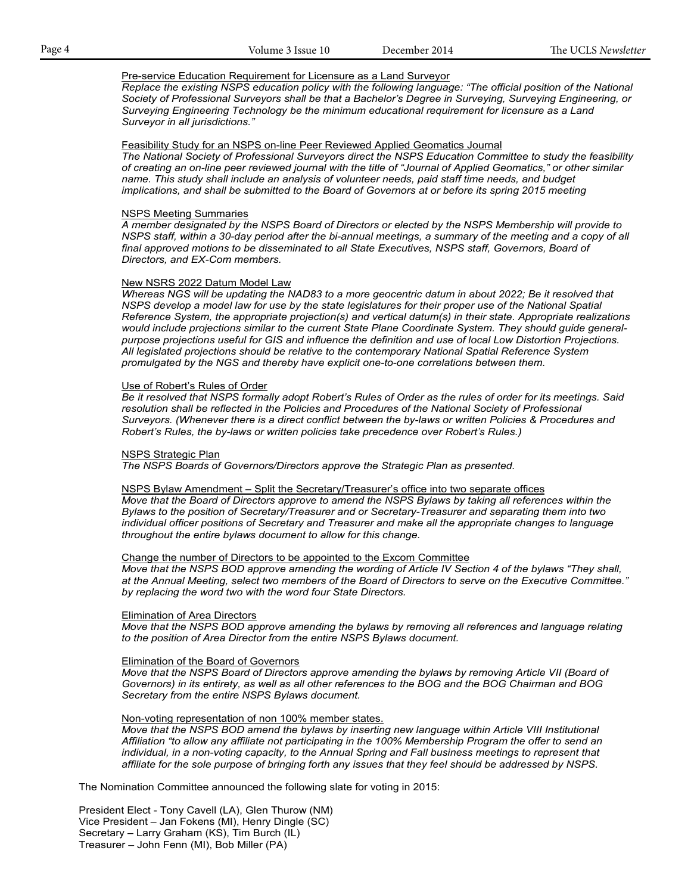Pre-service Education Requirement for Licensure as a Land Surveyor

*Replace the existing NSPS education policy with the following language: "The official position of the National Society of Professional Surveyors shall be that a Bachelor's Degree in Surveying, Surveying Engineering, or Surveying Engineering Technology be the minimum educational requirement for licensure as a Land Surveyor in all jurisdictions."*

Feasibility Study for an NSPS on-line Peer Reviewed Applied Geomatics Journal

*The National Society of Professional Surveyors direct the NSPS Education Committee to study the feasibility of creating an on-line peer reviewed journal with the title of "Journal of Applied Geomatics," or other similar name. This study shall include an analysis of volunteer needs, paid staff time needs, and budget implications, and shall be submitted to the Board of Governors at or before its spring 2015 meeting*

NSPS Meeting Summaries

*A member designated by the NSPS Board of Directors or elected by the NSPS Membership will provide to NSPS staff, within a 30-day period after the bi-annual meetings, a summary of the meeting and a copy of all final approved motions to be disseminated to all State Executives, NSPS staff, Governors, Board of Directors, and EX-Com members.*

New NSRS 2022 Datum Model Law

*Whereas NGS will be updating the NAD83 to a more geocentric datum in about 2022; Be it resolved that NSPS develop a model law for use by the state legislatures for their proper use of the National Spatial Reference System, the appropriate projection(s) and vertical datum(s) in their state. Appropriate realizations would include projections similar to the current State Plane Coordinate System. They should guide general-purpose projections useful for GIS and influence the definition and use of local Low Distortion Projections. All legislated projections should be relative to the contemporary National Spatial Reference System promulgated by the NGS and thereby have explicit one-to-one correlations between them.*

Use of Robert's Rules of Order

*Be it resolved that NSPS formally adopt Robert's Rules of Order as the rules of order for its meetings. Said resolution shall be reflected in the Policies and Procedures of the National Society of Professional Surveyors. (Whenever there is a direct conflict between the by-laws or written Policies & Procedures and Robert's Rules, the by-laws or written policies take precedence over Robert's Rules.)*

NSPS Strategic Plan

*The NSPS Boards of Governors/Directors approve the Strategic Plan as presented.*

NSPS Bylaw Amendment – Split the Secretary/Treasurer's office into two separate offices

*Move that the Board of Directors approve to amend the NSPS Bylaws by taking all references within the Bylaws to the position of Secretary/Treasurer and or Secretary-Treasurer and separating them into two individual officer positions of Secretary and Treasurer and make all the appropriate changes to language throughout the entire bylaws document to allow for this change.*

Change the number of Directors to be appointed to the Excom Committee

*Move that the NSPS BOD approve amending the wording of Article IV Section 4 of the bylaws "They shall, at the Annual Meeting, select two members of the Board of Directors to serve on the Executive Committee." by replacing the word two with the word four State Directors.*

Elimination of Area Directors

*Move that the NSPS BOD approve amending the bylaws by removing all references and language relating to the position of Area Director from the entire NSPS Bylaws document.*

Elimination of the Board of Governors

*Move that the NSPS Board of Directors approve amending the bylaws by removing Article VII (Board of Governors) in its entirety, as well as all other references to the BOG and the BOG Chairman and BOG Secretary from the entire NSPS Bylaws document.*

Non-voting representation of non 100% member states.

*Move that the NSPS BOD amend the bylaws by inserting new language within Article VIII Institutional Affiliation "to allow any affiliate not participating in the 100% Membership Program the offer to send an individual, in a non-voting capacity, to the Annual Spring and Fall business meetings to represent that affiliate for the sole purpose of bringing forth any issues that they feel should be addressed by NSPS.*

The Nomination Committee announced the following slate for voting in 2015:

President Elect - Tony Cavell (LA), Glen Thurow (NM)
Vice President – Jan Fokens (MI), Henry Dingle (SC)
Secretary – Larry Graham (KS), Tim Burch (IL)
Treasurer – John Fenn (MI), Bob Miller (PA)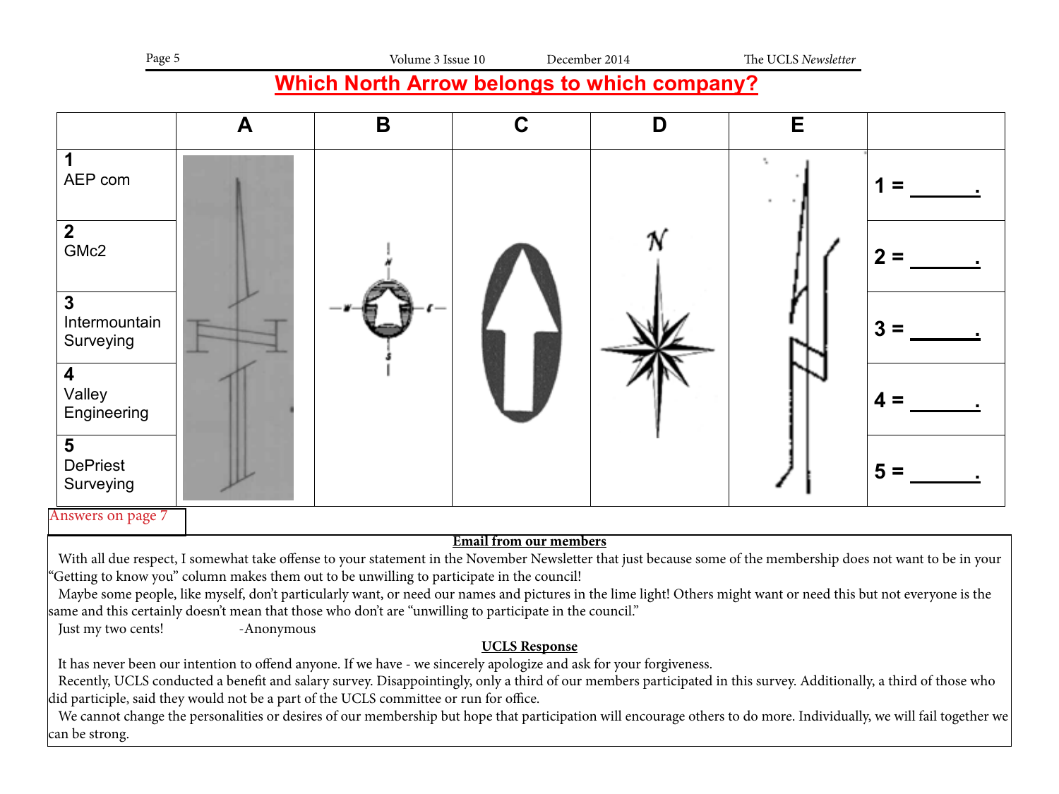# Which North Arrow belongs to which company?

| | A | B | C | D | E | |
|---|---|---|---|---|---|---|
| **1** AEP com | | | | | | **1 = ______.** |
| **2** GMc2 | | | | | | **2 = ______.** |
| **3** Intermountain Surveying | | | | | | **3 = ______.** |
| **4** Valley Engineering | | | | | | **4 = ______.** |
| **5** DePriest Surveying | | | | | | **5 = ______.** |

Answers on page 7

## Email from our members

With all due respect, I somewhat take offense to your statement in the November Newsletter that just because some of the membership does not want to be in your "Getting to know you" column makes them out to be unwilling to participate in the council!

Maybe some people, like myself, don't particularly want, or need our names and pictures in the lime light! Others might want or need this but not everyone is the same and this certainly doesn't mean that those who don't are "unwilling to participate in the council."

Just my two cents! -Anonymous

## UCLS Response

It has never been our intention to offend anyone. If we have - we sincerely apologize and ask for your forgiveness.

Recently, UCLS conducted a benefit and salary survey. Disappointingly, only a third of our members participated in this survey. Additionally, a third of those who did participle, said they would not be a part of the UCLS committee or run for office.

We cannot change the personalities or desires of our membership but hope that participation will encourage others to do more. Individually, we will fail together we can be strong.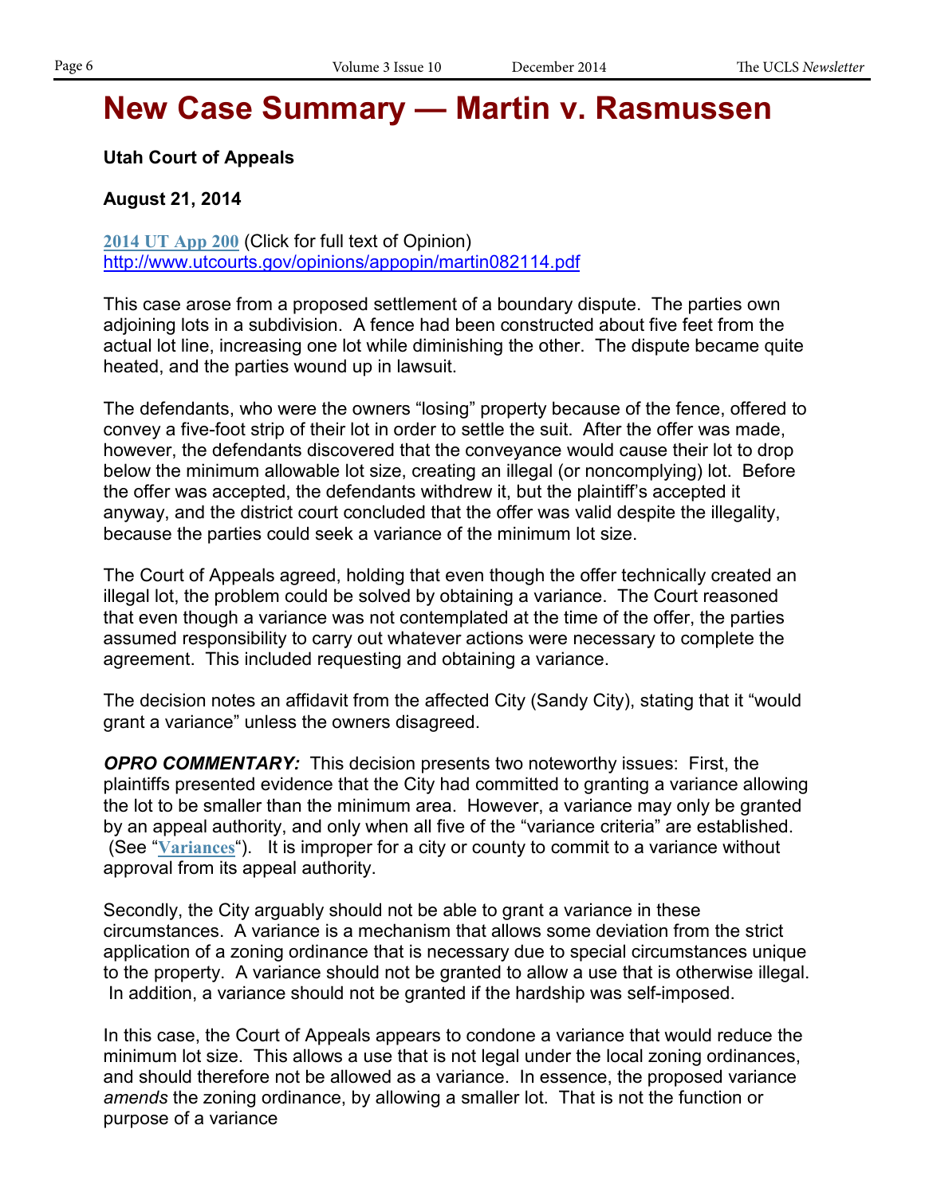# New Case Summary — Martin v. Rasmussen

**Utah Court of Appeals**

**August 21, 2014**

**[2014 UT App 200](http://www.utcourts.gov/opinions/appopin/martin082114.pdf)** (Click for full text of Opinion)
http://www.utcourts.gov/opinions/appopin/martin082114.pdf

This case arose from a proposed settlement of a boundary dispute. The parties own adjoining lots in a subdivision. A fence had been constructed about five feet from the actual lot line, increasing one lot while diminishing the other. The dispute became quite heated, and the parties wound up in lawsuit.

The defendants, who were the owners "losing" property because of the fence, offered to convey a five-foot strip of their lot in order to settle the suit. After the offer was made, however, the defendants discovered that the conveyance would cause their lot to drop below the minimum allowable lot size, creating an illegal (or noncomplying) lot. Before the offer was accepted, the defendants withdrew it, but the plaintiff's accepted it anyway, and the district court concluded that the offer was valid despite the illegality, because the parties could seek a variance of the minimum lot size.

The Court of Appeals agreed, holding that even though the offer technically created an illegal lot, the problem could be solved by obtaining a variance. The Court reasoned that even though a variance was not contemplated at the time of the offer, the parties assumed responsibility to carry out whatever actions were necessary to complete the agreement. This included requesting and obtaining a variance.

The decision notes an affidavit from the affected City (Sandy City), stating that it "would grant a variance" unless the owners disagreed.

***OPRO COMMENTARY:*** This decision presents two noteworthy issues: First, the plaintiffs presented evidence that the City had committed to granting a variance allowing the lot to be smaller than the minimum area. However, a variance may only be granted by an appeal authority, and only when all five of the "variance criteria" are established. (See "**Variances**"). It is improper for a city or county to commit to a variance without approval from its appeal authority.

Secondly, the City arguably should not be able to grant a variance in these circumstances. A variance is a mechanism that allows some deviation from the strict application of a zoning ordinance that is necessary due to special circumstances unique to the property. A variance should not be granted to allow a use that is otherwise illegal. In addition, a variance should not be granted if the hardship was self-imposed.

In this case, the Court of Appeals appears to condone a variance that would reduce the minimum lot size. This allows a use that is not legal under the local zoning ordinances, and should therefore not be allowed as a variance. In essence, the proposed variance *amends* the zoning ordinance, by allowing a smaller lot. That is not the function or purpose of a variance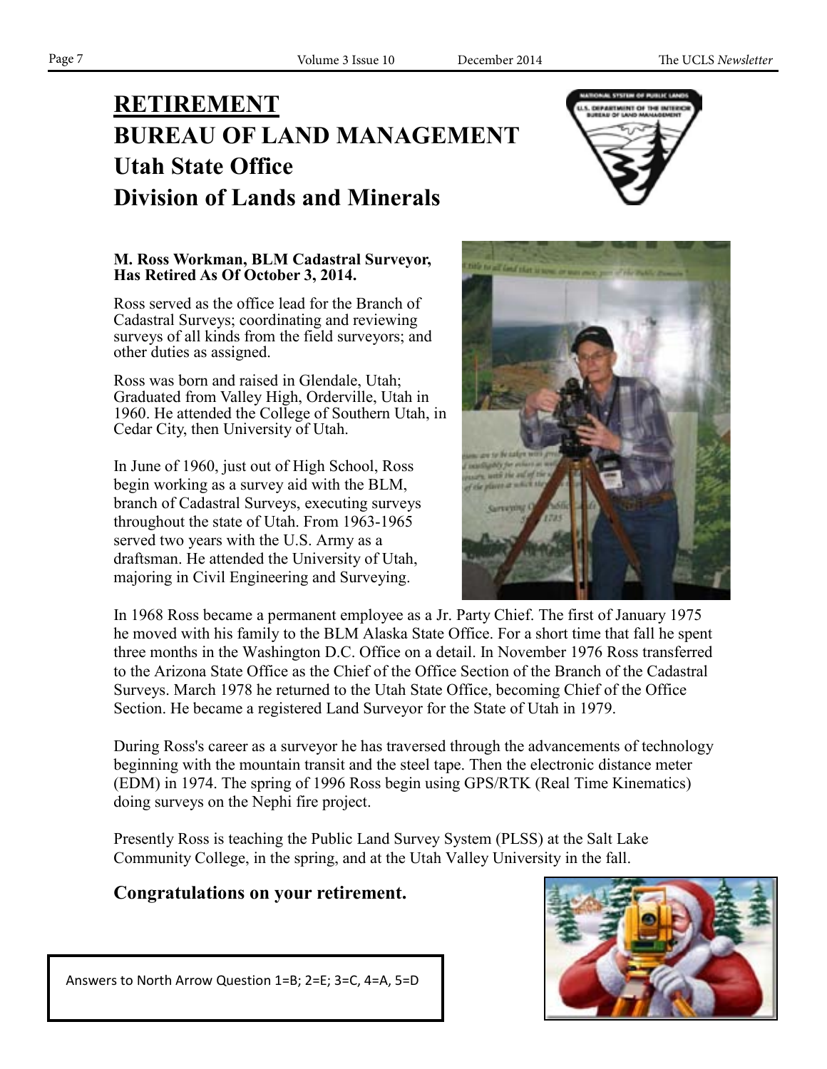# RETIREMENT

# BUREAU OF LAND MANAGEMENT

# Utah State Office

# Division of Lands and Minerals

**M. Ross Workman, BLM Cadastral Surveyor, Has Retired As Of October 3, 2014.**

Ross served as the office lead for the Branch of Cadastral Surveys; coordinating and reviewing surveys of all kinds from the field surveyors; and other duties as assigned.

Ross was born and raised in Glendale, Utah; Graduated from Valley High, Orderville, Utah in 1960. He attended the College of Southern Utah, in Cedar City, then University of Utah.

In June of 1960, just out of High School, Ross begin working as a survey aid with the BLM, branch of Cadastral Surveys, executing surveys throughout the state of Utah. From 1963-1965 served two years with the U.S. Army as a draftsman. He attended the University of Utah, majoring in Civil Engineering and Surveying.

In 1968 Ross became a permanent employee as a Jr. Party Chief. The first of January 1975 he moved with his family to the BLM Alaska State Office. For a short time that fall he spent three months in the Washington D.C. Office on a detail. In November 1976 Ross transferred to the Arizona State Office as the Chief of the Office Section of the Branch of the Cadastral Surveys. March 1978 he returned to the Utah State Office, becoming Chief of the Office Section. He became a registered Land Surveyor for the State of Utah in 1979.

During Ross's career as a surveyor he has traversed through the advancements of technology beginning with the mountain transit and the steel tape. Then the electronic distance meter (EDM) in 1974. The spring of 1996 Ross begin using GPS/RTK (Real Time Kinematics) doing surveys on the Nephi fire project.

Presently Ross is teaching the Public Land Survey System (PLSS) at the Salt Lake Community College, in the spring, and at the Utah Valley University in the fall.

**Congratulations on your retirement.**

Answers to North Arrow Question 1=B; 2=E; 3=C, 4=A, 5=D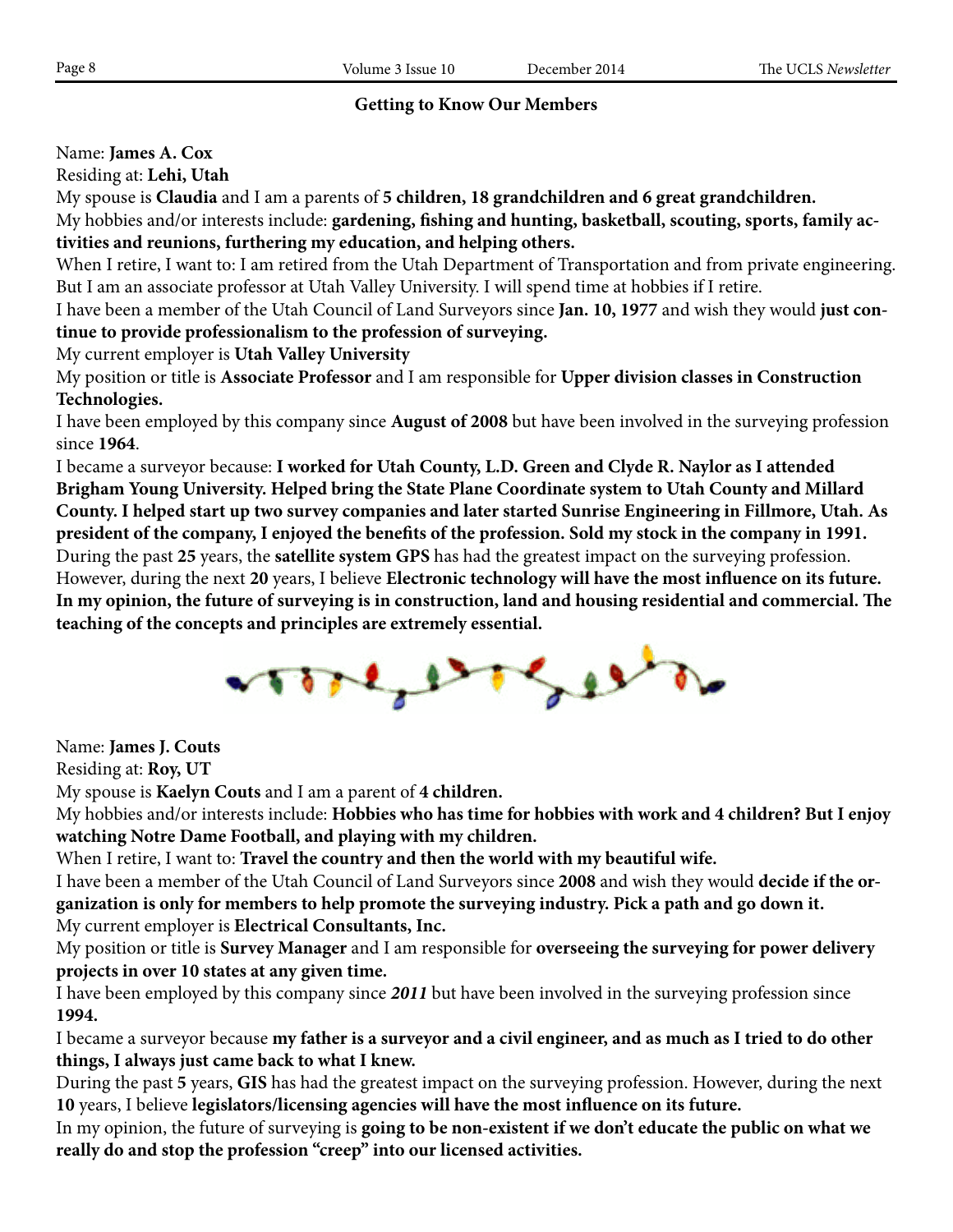## Getting to Know Our Members

Name: **James A. Cox**
Residing at: **Lehi, Utah**
My spouse is **Claudia** and I am a parents of **5 children, 18 grandchildren and 6 great grandchildren.**
My hobbies and/or interests include: **gardening, fishing and hunting, basketball, scouting, sports, family activities and reunions, furthering my education, and helping others.**
When I retire, I want to: I am retired from the Utah Department of Transportation and from private engineering. But I am an associate professor at Utah Valley University. I will spend time at hobbies if I retire.
I have been a member of the Utah Council of Land Surveyors since **Jan. 10, 1977** and wish they would **just continue to provide professionalism to the profession of surveying.**
My current employer is **Utah Valley University**
My position or title is **Associate Professor** and I am responsible for **Upper division classes in Construction Technologies.**
I have been employed by this company since **August of 2008** but have been involved in the surveying profession since **1964**.
I became a surveyor because: **I worked for Utah County, L.D. Green and Clyde R. Naylor as I attended Brigham Young University. Helped bring the State Plane Coordinate system to Utah County and Millard County. I helped start up two survey companies and later started Sunrise Engineering in Fillmore, Utah. As president of the company, I enjoyed the benefits of the profession. Sold my stock in the company in 1991.**
During the past **25** years, the **satellite system GPS** has had the greatest impact on the surveying profession. However, during the next **20** years, I believe **Electronic technology will have the most influence on its future. In my opinion, the future of surveying is in construction, land and housing residential and commercial. The teaching of the concepts and principles are extremely essential.**

Name: **James J. Couts**
Residing at: **Roy, UT**
My spouse is **Kaelyn Couts** and I am a parent of **4 children.**
My hobbies and/or interests include: **Hobbies who has time for hobbies with work and 4 children? But I enjoy watching Notre Dame Football, and playing with my children.**
When I retire, I want to: **Travel the country and then the world with my beautiful wife.**
I have been a member of the Utah Council of Land Surveyors since **2008** and wish they would **decide if the organization is only for members to help promote the surveying industry. Pick a path and go down it.**
My current employer is **Electrical Consultants, Inc.**
My position or title is **Survey Manager** and I am responsible for **overseeing the surveying for power delivery projects in over 10 states at any given time.**
I have been employed by this company since ***2011*** but have been involved in the surveying profession since **1994.**
I became a surveyor because **my father is a surveyor and a civil engineer, and as much as I tried to do other things, I always just came back to what I knew.**
During the past **5** years, **GIS** has had the greatest impact on the surveying profession. However, during the next **10** years, I believe **legislators/licensing agencies will have the most influence on its future.**
In my opinion, the future of surveying is **going to be non-existent if we don't educate the public on what we really do and stop the profession "creep" into our licensed activities.**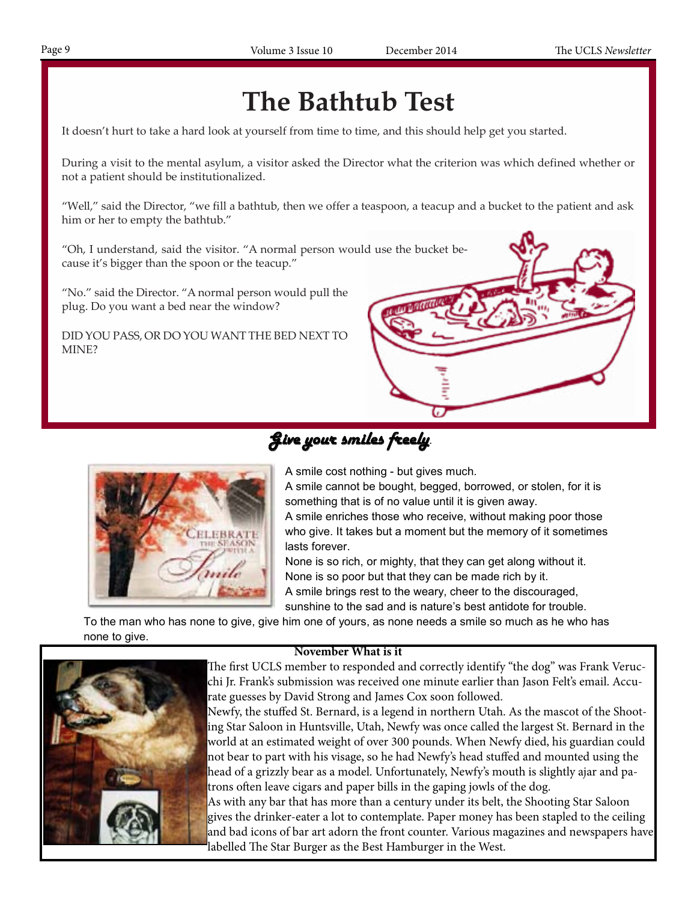# The Bathtub Test

It doesn't hurt to take a hard look at yourself from time to time, and this should help get you started.

During a visit to the mental asylum, a visitor asked the Director what the criterion was which defined whether or not a patient should be institutionalized.

"Well," said the Director, "we fill a bathtub, then we offer a teaspoon, a teacup and a bucket to the patient and ask him or her to empty the bathtub."

"Oh, I understand, said the visitor. "A normal person would use the bucket because it's bigger than the spoon or the teacup."

"No." said the Director. "A normal person would pull the plug. Do you want a bed near the window?

DID YOU PASS, OR DO YOU WANT THE BED NEXT TO MINE?

## *Give your smiles freely.*

A smile cost nothing - but gives much.
A smile cannot be bought, begged, borrowed, or stolen, for it is something that is of no value until it is given away.
A smile enriches those who receive, without making poor those who give. It takes but a moment but the memory of it sometimes lasts forever.
None is so rich, or mighty, that they can get along without it.
None is so poor but that they can be made rich by it.
A smile brings rest to the weary, cheer to the discouraged, sunshine to the sad and is nature's best antidote for trouble.
To the man who has none to give, give him one of yours, as none needs a smile so much as he who has none to give.

**November What is it**

The first UCLS member to responded and correctly identify "the dog" was Frank Veruc-chi Jr. Frank's submission was received one minute earlier than Jason Felt's email. Accurate guesses by David Strong and James Cox soon followed.

Newfy, the stuffed St. Bernard, is a legend in northern Utah. As the mascot of the Shooting Star Saloon in Huntsville, Utah, Newfy was once called the largest St. Bernard in the world at an estimated weight of over 300 pounds. When Newfy died, his guardian could not bear to part with his visage, so he had Newfy's head stuffed and mounted using the head of a grizzly bear as a model. Unfortunately, Newfy's mouth is slightly ajar and patrons often leave cigars and paper bills in the gaping jowls of the dog.

As with any bar that has more than a century under its belt, the Shooting Star Saloon gives the drinker-eater a lot to contemplate. Paper money has been stapled to the ceiling and bad icons of bar art adorn the front counter. Various magazines and newspapers have labelled The Star Burger as the Best Hamburger in the West.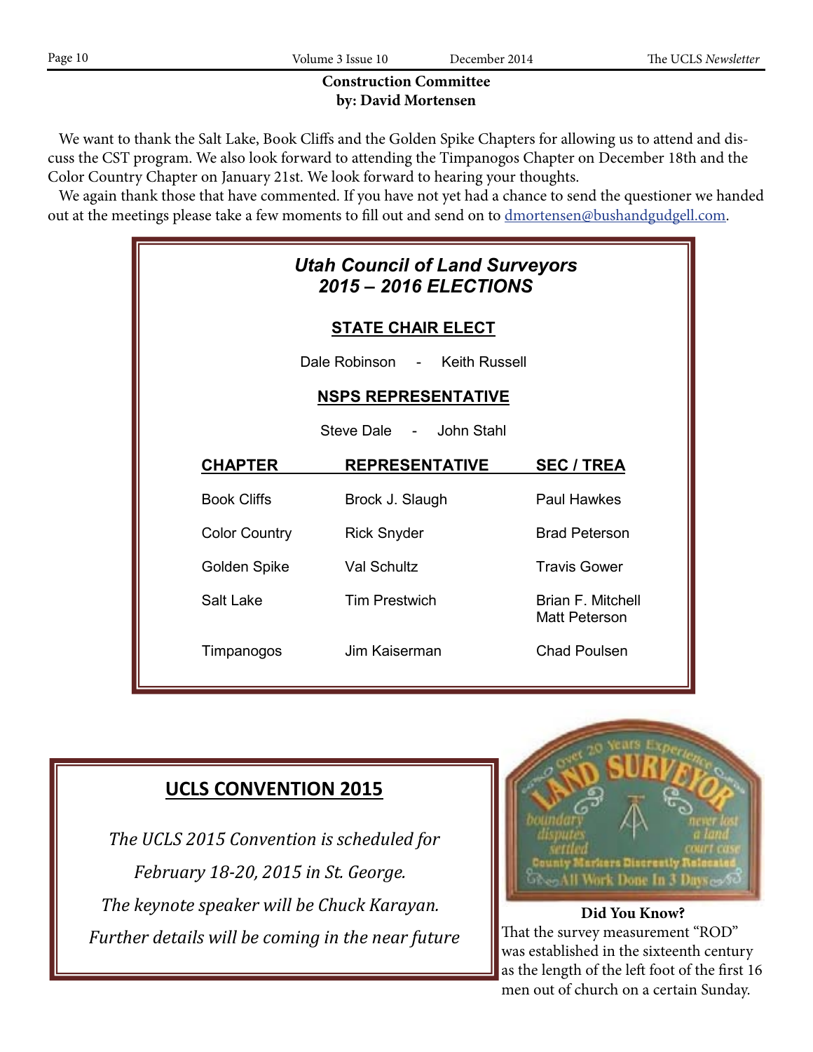## Construction Committee
**by: David Mortensen**

We want to thank the Salt Lake, Book Cliffs and the Golden Spike Chapters for allowing us to attend and discuss the CST program. We also look forward to attending the Timpanogos Chapter on December 18th and the Color Country Chapter on January 21st. We look forward to hearing your thoughts.

We again thank those that have commented. If you have not yet had a chance to send the questioner we handed out at the meetings please take a few moments to fill out and send on to dmortensen@bushandgudgell.com.

### *Utah Council of Land Surveyors 2015 – 2016 ELECTIONS*

**STATE CHAIR ELECT**

Dale Robinson - Keith Russell

**NSPS REPRESENTATIVE**

Steve Dale - John Stahl

| CHAPTER | REPRESENTATIVE | SEC / TREA |
|---|---|---|
| Book Cliffs | Brock J. Slaugh | Paul Hawkes |
| Color Country | Rick Snyder | Brad Peterson |
| Golden Spike | Val Schultz | Travis Gower |
| Salt Lake | Tim Prestwich | Brian F. Mitchell<br>Matt Peterson |
| Timpanogos | Jim Kaiserman | Chad Poulsen |

### UCLS CONVENTION 2015

*The UCLS 2015 Convention is scheduled for February 18-20, 2015 in St. George.*

*The keynote speaker will be Chuck Karayan.*

*Further details will be coming in the near future*

**Did You Know?**

That the survey measurement "ROD" was established in the sixteenth century as the length of the left foot of the first 16 men out of church on a certain Sunday.